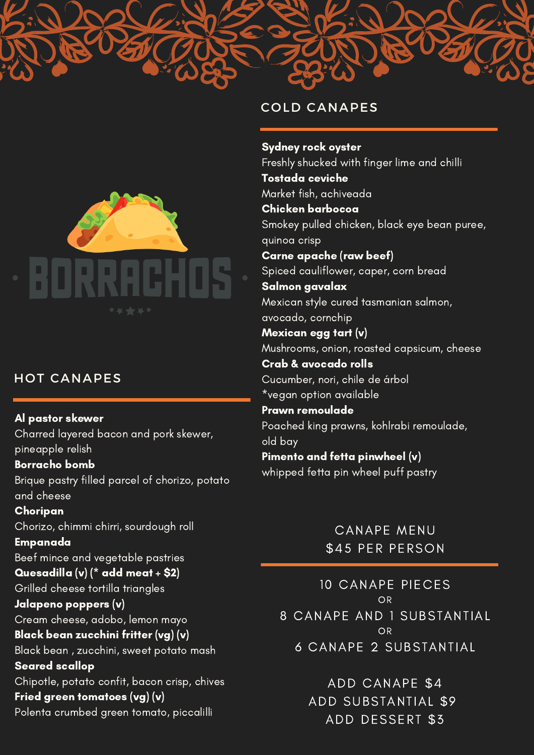# BORRACHOS

## HOT CANAPES

**Al pastor skewer**
Charred layered bacon and pork skewer, pineapple relish

**Borracho bomb**
Brique pastry filled parcel of chorizo, potato and cheese

**Choripan**
Chorizo, chimmi chirri, sourdough roll

**Empanada**
Beef mince and vegetable pastries

**Quesadilla (v) (* add meat + $2)**
Grilled cheese tortilla triangles

**Jalapeno poppers (v)**
Cream cheese, adobo, lemon mayo

**Black bean zucchini fritter (vg) (v)**
Black bean , zucchini, sweet potato mash

**Seared scallop**
Chipotle, potato confit, bacon crisp, chives

**Fried green tomatoes (vg) (v)**
Polenta crumbed green tomato, piccalilli

## COLD CANAPES

**Sydney rock oyster**
Freshly shucked with finger lime and chilli

**Tostada ceviche**
Market fish, achiveada

**Chicken barbocoa**
Smokey pulled chicken, black eye bean puree, quinoa crisp

**Carne apache (raw beef)**
Spiced cauliflower, caper, corn bread

**Salmon gavalax**
Mexican style cured tasmanian salmon, avocado, cornchip

**Mexican egg tart (v)**
Mushrooms, onion, roasted capsicum, cheese

**Crab & avocado rolls**
Cucumber, nori, chile de árbol
*vegan option available

**Prawn remoulade**
Poached king prawns, kohlrabi remoulade, old bay

**Pimento and fetta pinwheel (v)**
whipped fetta pin wheel puff pastry

## CANAPE MENU
## $45 PER PERSON

10 CANAPE PIECES
OR
8 CANAPE AND 1 SUBSTANTIAL
OR
6 CANAPE 2 SUBSTANTIAL

ADD CANAPE $4
ADD SUBSTANTIAL $9
ADD DESSERT $3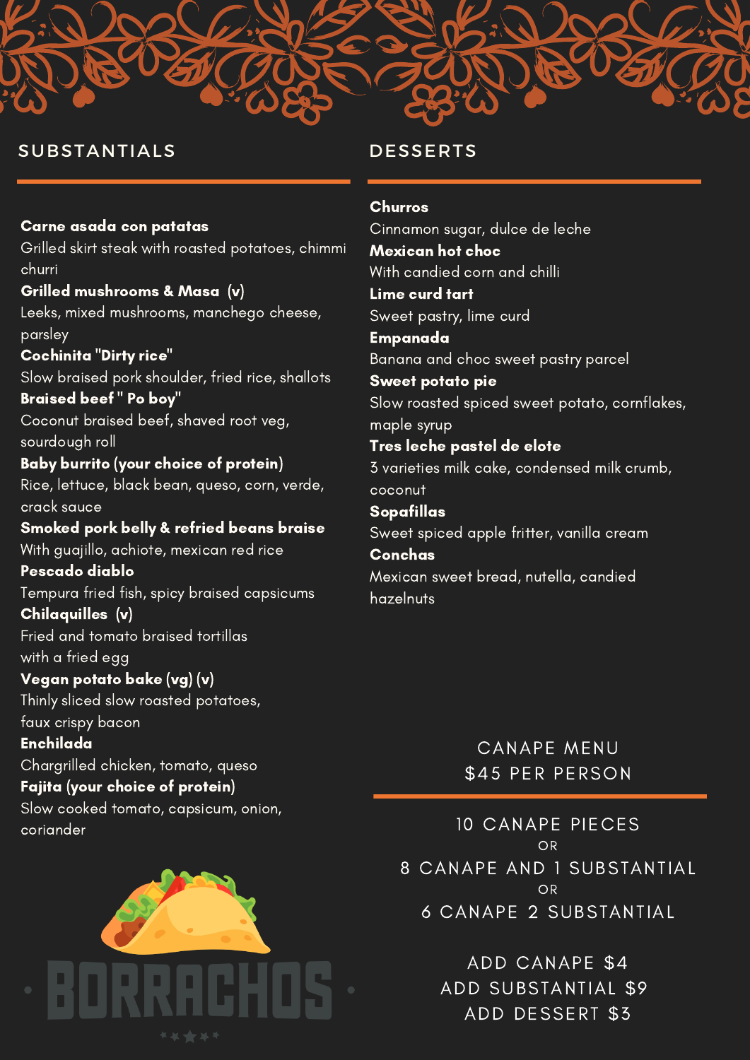## SUBSTANTIALS

**Carne asada con patatas**
Grilled skirt steak with roasted potatoes, chimmi churri

**Grilled mushrooms & Masa (v)**
Leeks, mixed mushrooms, manchego cheese, parsley

**Cochinita "Dirty rice"**
Slow braised pork shoulder, fried rice, shallots

**Braised beef " Po boy"**
Coconut braised beef, shaved root veg, sourdough roll

**Baby burrito (your choice of protein)**
Rice, lettuce, black bean, queso, corn, verde, crack sauce

**Smoked pork belly & refried beans braise**
With guajillo, achiote, mexican red rice

**Pescado diablo**
Tempura fried fish, spicy braised capsicums

**Chilaquilles (v)**
Fried and tomato braised tortillas with a fried egg

**Vegan potato bake (vg) (v)**
Thinly sliced slow roasted potatoes, faux crispy bacon

**Enchilada**
Chargrilled chicken, tomato, queso

**Fajita (your choice of protein)**
Slow cooked tomato, capsicum, onion, coriander

BORRACHOS

## DESSERTS

**Churros**
Cinnamon sugar, dulce de leche

**Mexican hot choc**
With candied corn and chilli

**Lime curd tart**
Sweet pastry, lime curd

**Empanada**
Banana and choc sweet pastry parcel

**Sweet potato pie**
Slow roasted spiced sweet potato, cornflakes, maple syrup

**Tres leche pastel de elote**
3 varieties milk cake, condensed milk crumb, coconut

**Sopafillas**
Sweet spiced apple fritter, vanilla cream

**Conchas**
Mexican sweet bread, nutella, candied hazelnuts

## CANAPE MENU
## $45 PER PERSON

10 CANAPE PIECES
OR
8 CANAPE AND 1 SUBSTANTIAL
OR
6 CANAPE 2 SUBSTANTIAL

ADD CANAPE $4
ADD SUBSTANTIAL $9
ADD DESSERT $3